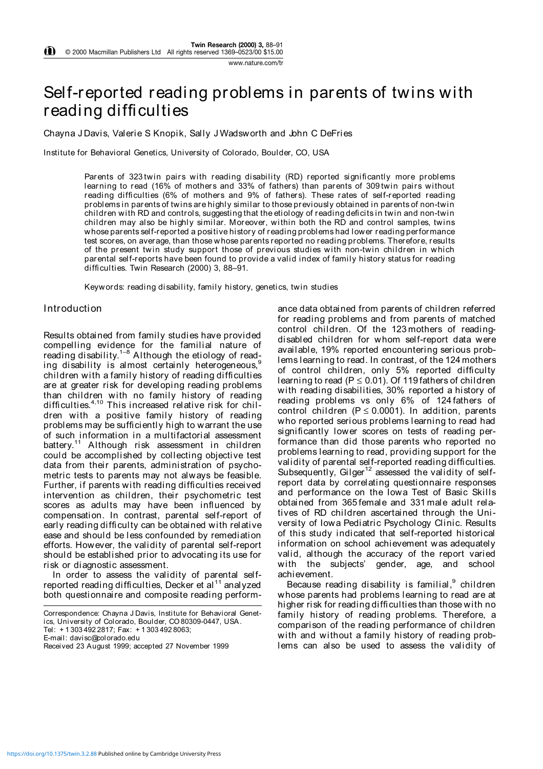# Self-reported reading problems in parents of twins with reading difficulties

Chayna J Davis, Valerie S Knopik, Sally J Wadsworth and John C DeFries

Institute for Behavioral Genetics, University of Colorado, Boulder, CO, USA

Parents of 323 twin pairs with reading disability (RD) reported significantly more problems learning to read (16% of mothers and 33% of fathers) than parents of 309 twin pairs without reading difficulties (6% of mothers and 9% of fathers). These rates of self-reported reading problems in parents of twins are highly similar to those previously obtained in parents of non-twin children with RD and controls, suggesting that the etiology of reading deficits in twin and non-twin children may also be highly similar. Moreover, within both the RD and control samples, twins whose parents self-reported a positive history of reading problems had lower reading performance test scores, on average, than those whose parents reported no reading problems. Therefore, results of the present twin study support those of previous studies with non-twin children in which parental self-reports have been found to provide a valid index of family history status for reading difficulties. Twin Research (2000) 3, 88–91.

Keywords: reading disability, family history, genetics, twin studies

## Introduction

Results obtained from family studies have provided compelling evidence for the familial nature of reading disability.[1–8] Although the etiology of reading disability is almost certainly heterogeneous,[9] children with a family history of reading difficulties are at greater risk for developing reading problems than children with no family history of reading difficulties.[4,10] This increased relative risk for children with a positive family history of reading problems may be sufficiently high to warrant the use of such information in a multifactorial assessment battery.[11] Although risk assessment in children could be accomplished by collecting objective test data from their parents, administration of psychometric tests to parents may not always be feasible. Further, if parents with reading difficulties received intervention as children, their psychometric test scores as adults may have been influenced by compensation. In contrast, parental self-report of early reading difficulty can be obtained with relative ease and should be less confounded by remediation efforts. However, the validity of parental self-report should be established prior to advocating its use for risk or diagnostic assessment.

In order to assess the validity of parental self-reported reading difficulties, Decker et al[11] analyzed both questionnaire and composite reading performance data obtained from parents of children referred for reading problems and from parents of matched control children. Of the 123 mothers of reading-disabled children for whom self-report data were available, 19% reported encountering serious problems learning to read. In contrast, of the 124 mothers of control children, only 5% reported difficulty learning to read ($P \leq 0.01$). Of 119 fathers of children with reading disabilities, 30% reported a history of reading problems vs only 6% of 124 fathers of control children ($P \leq 0.0001$). In addition, parents who reported serious problems learning to read had significantly lower scores on tests of reading performance than did those parents who reported no problems learning to read, providing support for the validity of parental self-reported reading difficulties. Subsequently, Gilger[12] assessed the validity of self-report data by correlating questionnaire responses and performance on the Iowa Test of Basic Skills obtained from 365 female and 331 male adult relatives of RD children ascertained through the University of Iowa Pediatric Psychology Clinic. Results of this study indicated that self-reported historical information on school achievement was adequately valid, although the accuracy of the report varied with the subjects' gender, age, and school achievement.

Because reading disability is familial,[9] children whose parents had problems learning to read are at higher risk for reading difficulties than those with no family history of reading problems. Therefore, a comparison of the reading performance of children with and without a family history of reading problems can also be used to assess the validity of

Correspondence: Chayna J Davis, Institute for Behavioral Genetics, University of Colorado, Boulder, CO 80309-0447, USA.
Tel: +1 303 492 2817; Fax: +1 303 492 8063;
E-mail: davisc@colorado.edu
Received 23 August 1999; accepted 27 November 1999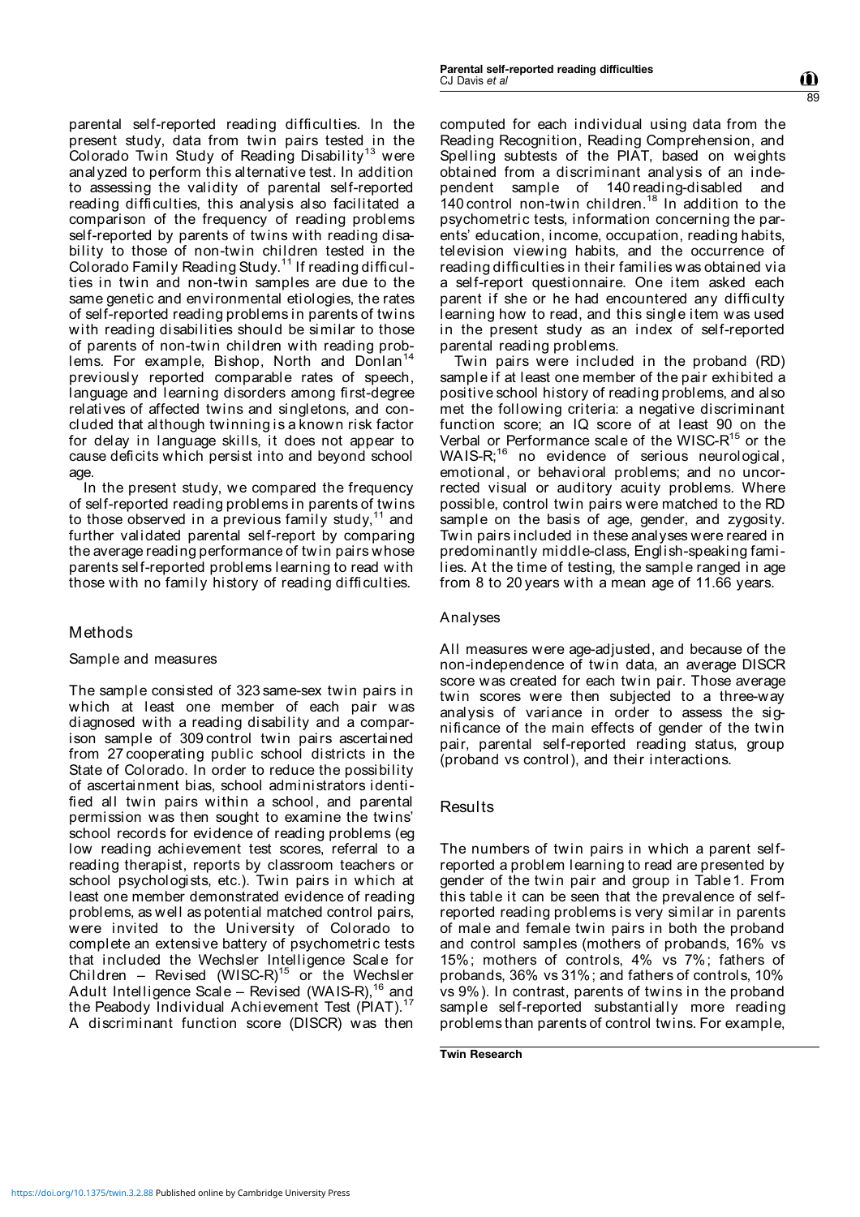parental self-reported reading difficulties. In the present study, data from twin pairs tested in the Colorado Twin Study of Reading Disability[13] were analyzed to perform this alternative test. In addition to assessing the validity of parental self-reported reading difficulties, this analysis also facilitated a comparison of the frequency of reading problems self-reported by parents of twins with reading disability to those of non-twin children tested in the Colorado Family Reading Study.[11] If reading difficulties in twin and non-twin samples are due to the same genetic and environmental etiologies, the rates of self-reported reading problems in parents of twins with reading disabilities should be similar to those of parents of non-twin children with reading problems. For example, Bishop, North and Donlan[14] previously reported comparable rates of speech, language and learning disorders among first-degree relatives of affected twins and singletons, and concluded that although twinning is a known risk factor for delay in language skills, it does not appear to cause deficits which persist into and beyond school age.

In the present study, we compared the frequency of self-reported reading problems in parents of twins to those observed in a previous family study,[11] and further validated parental self-report by comparing the average reading performance of twin pairs whose parents self-reported problems learning to read with those with no family history of reading difficulties.

## Methods

### Sample and measures

The sample consisted of 323 same-sex twin pairs in which at least one member of each pair was diagnosed with a reading disability and a comparison sample of 309 control twin pairs ascertained from 27 cooperating public school districts in the State of Colorado. In order to reduce the possibility of ascertainment bias, school administrators identified all twin pairs within a school, and parental permission was then sought to examine the twins' school records for evidence of reading problems (eg low reading achievement test scores, referral to a reading therapist, reports by classroom teachers or school psychologists, etc.). Twin pairs in which at least one member demonstrated evidence of reading problems, as well as potential matched control pairs, were invited to the University of Colorado to complete an extensive battery of psychometric tests that included the Wechsler Intelligence Scale for Children – Revised (WISC-R)[15] or the Wechsler Adult Intelligence Scale – Revised (WAIS-R),[16] and the Peabody Individual Achievement Test (PIAT).[17] A discriminant function score (DISCR) was then computed for each individual using data from the Reading Recognition, Reading Comprehension, and Spelling subtests of the PIAT, based on weights obtained from a discriminant analysis of an independent sample of 140 reading-disabled and 140 control non-twin children.[18] In addition to the psychometric tests, information concerning the parents' education, income, occupation, reading habits, television viewing habits, and the occurrence of reading difficulties in their families was obtained via a self-report questionnaire. One item asked each parent if she or he had encountered any difficulty learning how to read, and this single item was used in the present study as an index of self-reported parental reading problems.

Twin pairs were included in the proband (RD) sample if at least one member of the pair exhibited a positive school history of reading problems, and also met the following criteria: a negative discriminant function score; an IQ score of at least 90 on the Verbal or Performance scale of the WISC-R[15] or the WAIS-R;[16] no evidence of serious neurological, emotional, or behavioral problems; and no uncorrected visual or auditory acuity problems. Where possible, control twin pairs were matched to the RD sample on the basis of age, gender, and zygosity. Twin pairs included in these analyses were reared in predominantly middle-class, English-speaking families. At the time of testing, the sample ranged in age from 8 to 20 years with a mean age of 11.66 years.

### Analyses

All measures were age-adjusted, and because of the non-independence of twin data, an average DISCR score was created for each twin pair. Those average twin scores were then subjected to a three-way analysis of variance in order to assess the significance of the main effects of gender of the twin pair, parental self-reported reading status, group (proband vs control), and their interactions.

## Results

The numbers of twin pairs in which a parent self-reported a problem learning to read are presented by gender of the twin pair and group in Table 1. From this table it can be seen that the prevalence of self-reported reading problems is very similar in parents of male and female twin pairs in both the proband and control samples (mothers of probands, 16% vs 15%; mothers of controls, 4% vs 7%; fathers of probands, 36% vs 31%; and fathers of controls, 10% vs 9%). In contrast, parents of twins in the proband sample self-reported substantially more reading problems than parents of control twins. For example,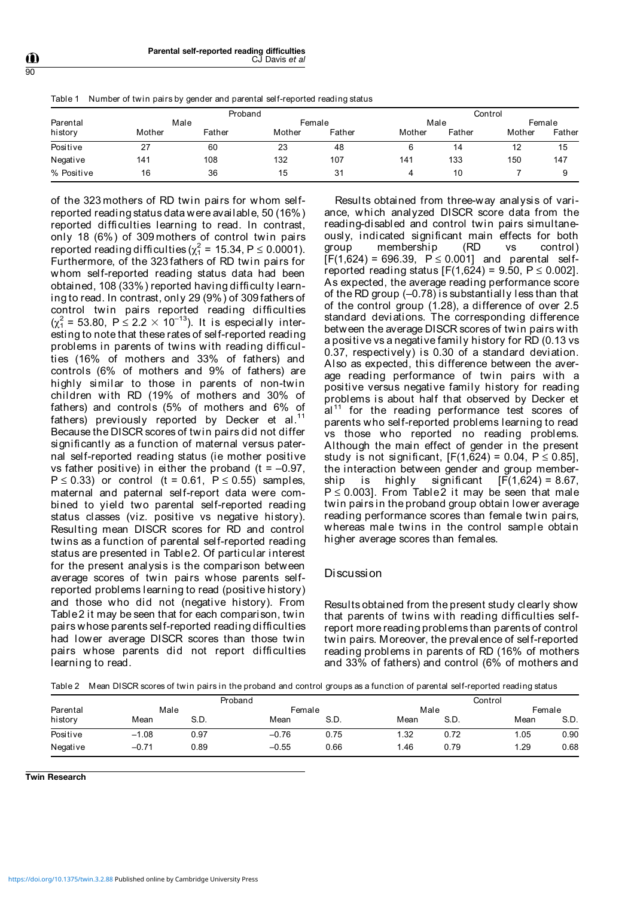Table 1 Number of twin pairs by gender and parental self-reported reading status

| Parental history | Proband | | | | Control | | | |
|---|---|---|---|---|---|---|---|---|
| | Male | | Female | | Male | | Female | |
| | Mother | Father | Mother | Father | Mother | Father | Mother | Father |
| Positive | 27 | 60 | 23 | 48 | 6 | 14 | 12 | 15 |
| Negative | 141 | 108 | 132 | 107 | 141 | 133 | 150 | 147 |
| % Positive | 16 | 36 | 15 | 31 | 4 | 10 | 7 | 9 |

of the 323 mothers of RD twin pairs for whom self-reported reading status data were available, 50 (16%) reported difficulties learning to read. In contrast, only 18 (6%) of 309 mothers of control twin pairs reported reading difficulties ($\chi^2_1 = 15.34$, $P \leq 0.0001$). Furthermore, of the 323 fathers of RD twin pairs for whom self-reported reading status data had been obtained, 108 (33%) reported having difficulty learning to read. In contrast, only 29 (9%) of 309 fathers of control twin pairs reported reading difficulties ($\chi^2_1 = 53.80$, $P \leq 2.2 \times 10^{-13}$). It is especially interesting to note that these rates of self-reported reading problems in parents of twins with reading difficulties (16% of mothers and 33% of fathers) and controls (6% of mothers and 9% of fathers) are highly similar to those in parents of non-twin children with RD (19% of mothers and 30% of fathers) and controls (5% of mothers and 6% of fathers) previously reported by Decker et al.[11] Because the DISCR scores of twin pairs did not differ significantly as a function of maternal versus paternal self-reported reading status (ie mother positive vs father positive) in either the proband ($t = -0.97$, $P \leq 0.33$) or control ($t = 0.61$, $P \leq 0.55$) samples, maternal and paternal self-report data were combined to yield two parental self-reported reading status classes (viz. positive vs negative history). Resulting mean DISCR scores for RD and control twins as a function of parental self-reported reading status are presented in Table 2. Of particular interest for the present analysis is the comparison between average scores of twin pairs whose parents self-reported problems learning to read (positive history) and those who did not (negative history). From Table 2 it may be seen that for each comparison, twin pairs whose parents self-reported reading difficulties had lower average DISCR scores than those twin pairs whose parents did not report difficulties learning to read.

Results obtained from three-way analysis of variance, which analyzed DISCR score data from the reading-disabled and control twin pairs simultaneously, indicated significant main effects for both group membership (RD vs control) [$F(1,624) = 696.39$, $P \leq 0.001$] and parental self-reported reading status [$F(1,624) = 9.50$, $P \leq 0.002$]. As expected, the average reading performance score of the RD group (–0.78) is substantially less than that of the control group (1.28), a difference of over 2.5 standard deviations. The corresponding difference between the average DISCR scores of twin pairs with a positive vs a negative family history for RD (0.13 vs 0.37, respectively) is 0.30 of a standard deviation. Also as expected, this difference between the average reading performance of twin pairs with a positive versus negative family history for reading problems is about half that observed by Decker et al[11] for the reading performance test scores of parents who self-reported problems learning to read vs those who reported no reading problems. Although the main effect of gender in the present study is not significant, [$F(1,624) = 0.04$, $P \leq 0.85$], the interaction between gender and group membership is highly significant [$F(1,624) = 8.67$, $P \leq 0.003$]. From Table 2 it may be seen that male twin pairs in the proband group obtain lower average reading performance scores than female twin pairs, whereas male twins in the control sample obtain higher average scores than females.

## Discussion

Results obtained from the present study clearly show that parents of twins with reading difficulties self-report more reading problems than parents of control twin pairs. Moreover, the prevalence of self-reported reading problems in parents of RD (16% of mothers and 33% of fathers) and control (6% of mothers and

Table 2 Mean DISCR scores of twin pairs in the proband and control groups as a function of parental self-reported reading status

| Parental history | Proband | | | | Control | | | |
|---|---|---|---|---|---|---|---|---|
| | Male | | Female | | Male | | Female | |
| | Mean | S.D. | Mean | S.D. | Mean | S.D. | Mean | S.D. |
| Positive | –1.08 | 0.97 | –0.76 | 0.75 | 1.32 | 0.72 | 1.05 | 0.90 |
| Negative | –0.71 | 0.89 | –0.55 | 0.66 | 1.46 | 0.79 | 1.29 | 0.68 |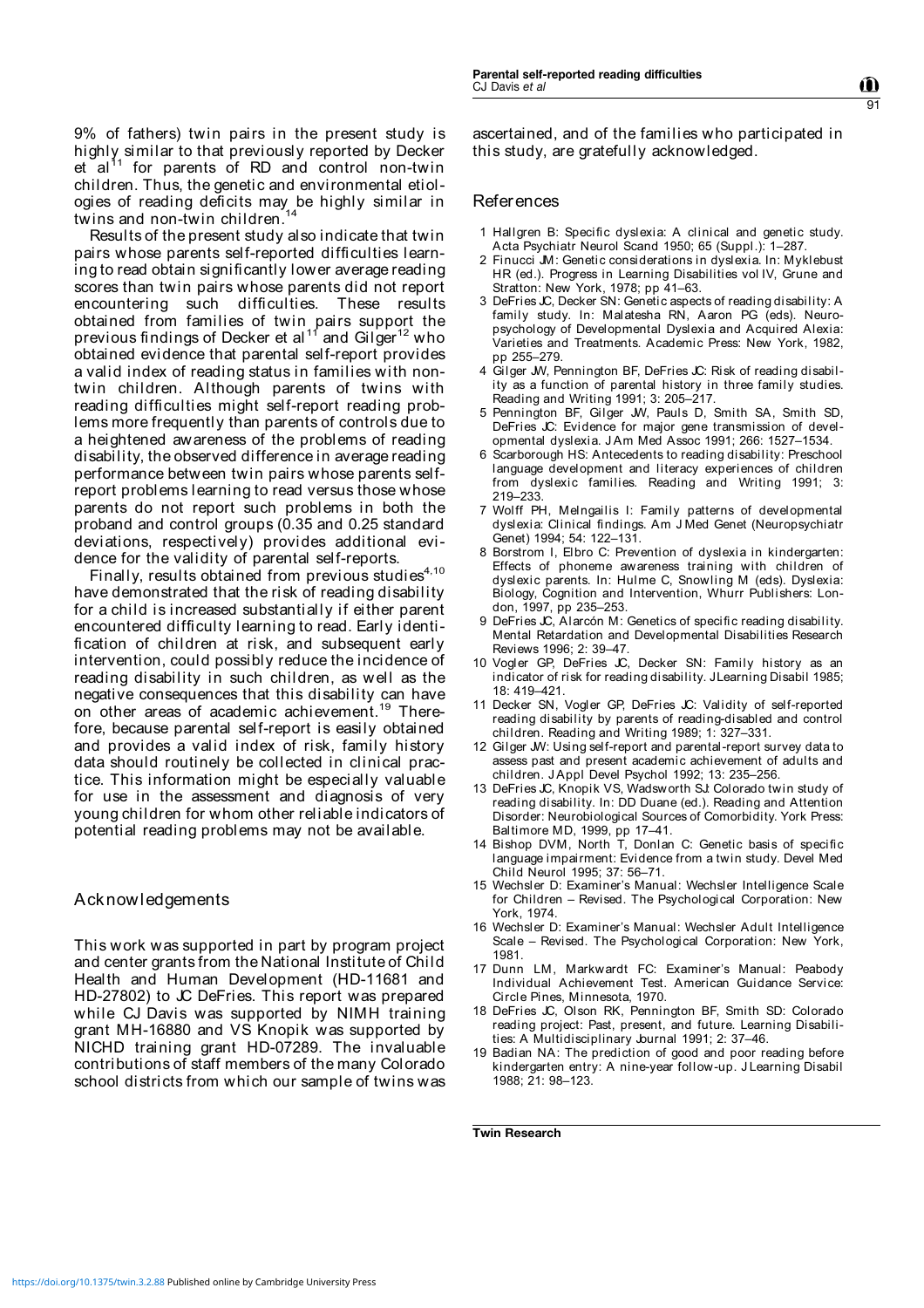9% of fathers) twin pairs in the present study is highly similar to that previously reported by Decker et al[11] for parents of RD and control non-twin children. Thus, the genetic and environmental etiologies of reading deficits may be highly similar in twins and non-twin children.[14]

Results of the present study also indicate that twin pairs whose parents self-reported difficulties learning to read obtain significantly lower average reading scores than twin pairs whose parents did not report encountering such difficulties. These results obtained from families of twin pairs support the previous findings of Decker et al[11] and Gilger[12] who obtained evidence that parental self-report provides a valid index of reading status in families with non-twin children. Although parents of twins with reading difficulties might self-report reading problems more frequently than parents of controls due to a heightened awareness of the problems of reading disability, the observed difference in average reading performance between twin pairs whose parents self-report problems learning to read versus those whose parents do not report such problems in both the proband and control groups (0.35 and 0.25 standard deviations, respectively) provides additional evidence for the validity of parental self-reports.

Finally, results obtained from previous studies[4,10] have demonstrated that the risk of reading disability for a child is increased substantially if either parent encountered difficulty learning to read. Early identification of children at risk, and subsequent early intervention, could possibly reduce the incidence of reading disability in such children, as well as the negative consequences that this disability can have on other areas of academic achievement.[19] Therefore, because parental self-report is easily obtained and provides a valid index of risk, family history data should routinely be collected in clinical practice. This information might be especially valuable for use in the assessment and diagnosis of very young children for whom other reliable indicators of potential reading problems may not be available.

## Acknowledgements

This work was supported in part by program project and center grants from the National Institute of Child Health and Human Development (HD-11681 and HD-27802) to JC DeFries. This report was prepared while CJ Davis was supported by NIMH training grant MH-16880 and VS Knopik was supported by NICHD training grant HD-07289. The invaluable contributions of staff members of the many Colorado school districts from which our sample of twins was ascertained, and of the families who participated in this study, are gratefully acknowledged.

## References

1. Hallgren B: Specific dyslexia: A clinical and genetic study. Acta Psychiatr Neurol Scand 1950; 65 (Suppl.): 1–287.
2. Finucci JM: Genetic considerations in dyslexia. In: Myklebust HR (ed.). Progress in Learning Disabilities vol IV, Grune and Stratton: New York, 1978; pp 41–63.
3. DeFries JC, Decker SN: Genetic aspects of reading disability: A family study. In: Malatesha RN, Aaron PG (eds). Neuropsychology of Developmental Dyslexia and Acquired Alexia: Varieties and Treatments. Academic Press: New York, 1982, pp 255–279.
4. Gilger JW, Pennington BF, DeFries JC: Risk of reading disability as a function of parental history in three family studies. Reading and Writing 1991; 3: 205–217.
5. Pennington BF, Gilger JW, Pauls D, Smith SA, Smith SD, DeFries JC: Evidence for major gene transmission of developmental dyslexia. JAm Med Assoc 1991; 266: 1527–1534.
6. Scarborough HS: Antecedents to reading disability: Preschool language development and literacy experiences of children from dyslexic families. Reading and Writing 1991; 3: 219–233.
7. Wolff PH, MeIngailis I: Family patterns of developmental dyslexia: Clinical findings. Am J Med Genet (Neuropsychiatr Genet) 1994; 54: 122–131.
8. Borstrom I, Elbro C: Prevention of dyslexia in kindergarten: Effects of phoneme awareness training with children of dyslexic parents. In: Hulme C, Snowling M (eds). Dyslexia: Biology, Cognition and Intervention, Whurr Publishers: London, 1997, pp 235–253.
9. DeFries JC, Alarcón M: Genetics of specific reading disability. Mental Retardation and Developmental Disabilities Research Reviews 1996; 2: 39–47.
10. Vogler GP, DeFries JC, Decker SN: Family history as an indicator of risk for reading disability. JLearning Disabil 1985; 18: 419–421.
11. Decker SN, Vogler GP, DeFries JC: Validity of self-reported reading disability by parents of reading-disabled and control children. Reading and Writing 1989; 1: 327–331.
12. Gilger JW: Using self-report and parental-report survey data to assess past and present academic achievement of adults and children. J Appl Devel Psychol 1992; 13: 235–256.
13. DeFries JC, Knopik VS, Wadsworth SJ: Colorado twin study of reading disability. In: DD Duane (ed.). Reading and Attention Disorder: Neurobiological Sources of Comorbidity. York Press: Baltimore MD, 1999, pp 17–41.
14. Bishop DVM, North T, Donlan C: Genetic basis of specific language impairment: Evidence from a twin study. Devel Med Child Neurol 1995; 37: 56–71.
15. Wechsler D: Examiner's Manual: Wechsler Intelligence Scale for Children – Revised. The Psychological Corporation: New York, 1974.
16. Wechsler D: Examiner's Manual: Wechsler Adult Intelligence Scale – Revised. The Psychological Corporation: New York, 1981.
17. Dunn LM, Markwardt FC: Examiner's Manual: Peabody Individual Achievement Test. American Guidance Service: Circle Pines, Minnesota, 1970.
18. DeFries JC, Olson RK, Pennington BF, Smith SD: Colorado reading project: Past, present, and future. Learning Disabilities: A Multidisciplinary Journal 1991; 2: 37–46.
19. Badian NA: The prediction of good and poor reading before kindergarten entry: A nine-year follow-up. J Learning Disabil 1988; 21: 98–123.